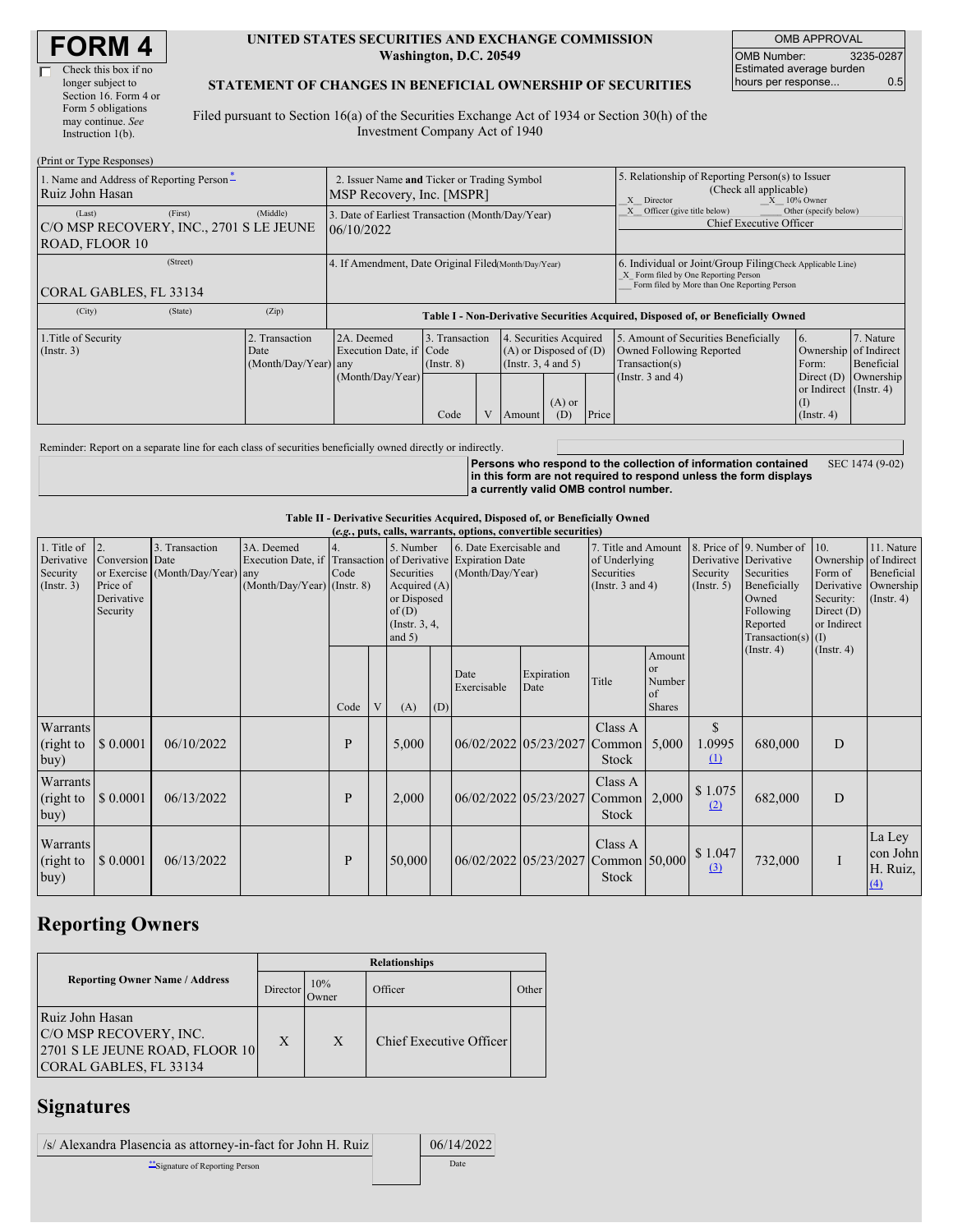# FORM 4

☐ Check this box if no longer subject to Section 16. Form 4 or Form 5 obligations may continue. *See* Instruction 1(b).

**UNITED STATES SECURITIES AND EXCHANGE COMMISSION**
**Washington, D.C. 20549**

**STATEMENT OF CHANGES IN BENEFICIAL OWNERSHIP OF SECURITIES**

Filed pursuant to Section 16(a) of the Securities Exchange Act of 1934 or Section 30(h) of the Investment Company Act of 1940

| OMB APPROVAL | |
|---|---|
| OMB Number: | 3235-0287 |
| Estimated average burden hours per response... | 0.5 |

(Print or Type Responses)

| 1. Name and Address of Reporting Person* | 2. Issuer Name and Ticker or Trading Symbol | 5. Relationship of Reporting Person(s) to Issuer (Check all applicable) |
|---|---|---|
| Ruiz John Hasan | MSP Recovery, Inc. [MSPR] | X Director; X 10% Owner; X Officer (give title below); Other (specify below) |
| (Last) (First) (Middle) C/O MSP RECOVERY, INC., 2701 S LE JEUNE ROAD, FLOOR 10 | 3. Date of Earliest Transaction (Month/Day/Year) 06/10/2022 | Chief Executive Officer |
| (Street) CORAL GABLES, FL 33134 (City) (State) (Zip) | 4. If Amendment, Date Original Filed (Month/Day/Year) | 6. Individual or Joint/Group Filing (Check Applicable Line) X Form filed by One Reporting Person; Form filed by More than One Reporting Person |

**Table I - Non-Derivative Securities Acquired, Disposed of, or Beneficially Owned**

| 1.Title of Security (Instr. 3) | 2. Transaction Date (Month/Day/Year) | 2A. Deemed Execution Date, if any (Month/Day/Year) | 3. Transaction Code (Instr. 8) | | 4. Securities Acquired (A) or Disposed of (D) (Instr. 3, 4 and 5) | | | 5. Amount of Securities Beneficially Owned Following Reported Transaction(s) (Instr. 3 and 4) | 6. Ownership Form: Direct (D) or Indirect (I) (Instr. 4) | 7. Nature of Indirect Beneficial Ownership (Instr. 4) |
|---|---|---|---|---|---|---|---|---|---|---|
| | | | Code | V | Amount | (A) or (D) | Price | | | |

Reminder: Report on a separate line for each class of securities beneficially owned directly or indirectly.

**Persons who respond to the collection of information contained in this form are not required to respond unless the form displays a currently valid OMB control number.** SEC 1474 (9-02)

**Table II - Derivative Securities Acquired, Disposed of, or Beneficially Owned**
**(*e.g.*, puts, calls, warrants, options, convertible securities)**

| 1. Title of Derivative Security (Instr. 3) | 2. Conversion or Exercise Price of Derivative Security | 3. Transaction Date (Month/Day/Year) | 3A. Deemed Execution Date, if any (Month/Day/Year) | 4. Transaction Code (Instr. 8) | | 5. Number of Derivative Securities Acquired (A) or Disposed of (D) (Instr. 3, 4, and 5) | | 6. Date Exercisable and Expiration Date (Month/Day/Year) | | 7. Title and Amount of Underlying Securities (Instr. 3 and 4) | | 8. Price of Derivative Security (Instr. 5) | 9. Number of Derivative Securities Beneficially Owned Following Reported Transaction(s) (Instr. 4) | 10. Ownership Form of Derivative Security: Direct (D) or Indirect (I) (Instr. 4) | 11. Nature of Indirect Beneficial Ownership (Instr. 4) |
|---|---|---|---|---|---|---|---|---|---|---|---|---|---|---|---|
| | | | | Code | V | (A) | (D) | Date Exercisable | Expiration Date | Title | Amount or Number of Shares | | | | |
| Warrants (right to buy) | $ 0.0001 | 06/10/2022 | | P | | 5,000 | | 06/02/2022 | 05/23/2027 | Class A Common Stock | 5,000 | $ 1.0995 (1) | 680,000 | D | |
| Warrants (right to buy) | $ 0.0001 | 06/13/2022 | | P | | 2,000 | | 06/02/2022 | 05/23/2027 | Class A Common Stock | 2,000 | $ 1.075 (2) | 682,000 | D | |
| Warrants (right to buy) | $ 0.0001 | 06/13/2022 | | P | | 50,000 | | 06/02/2022 | 05/23/2027 | Class A Common Stock | 50,000 | $ 1.047 (3) | 732,000 | I | La Ley con John H. Ruiz, (4) |

## Reporting Owners

| Reporting Owner Name / Address | Relationships | | | |
|---|---|---|---|---|
| | Director | 10% Owner | Officer | Other |
| Ruiz John Hasan C/O MSP RECOVERY, INC. 2701 S LE JEUNE ROAD, FLOOR 10 CORAL GABLES, FL 33134 | X | X | Chief Executive Officer | |

## Signatures

| /s/ Alexandra Plasencia as attorney-in-fact for John H. Ruiz | | 06/14/2022 |
|---|---|---|
| **Signature of Reporting Person | | Date |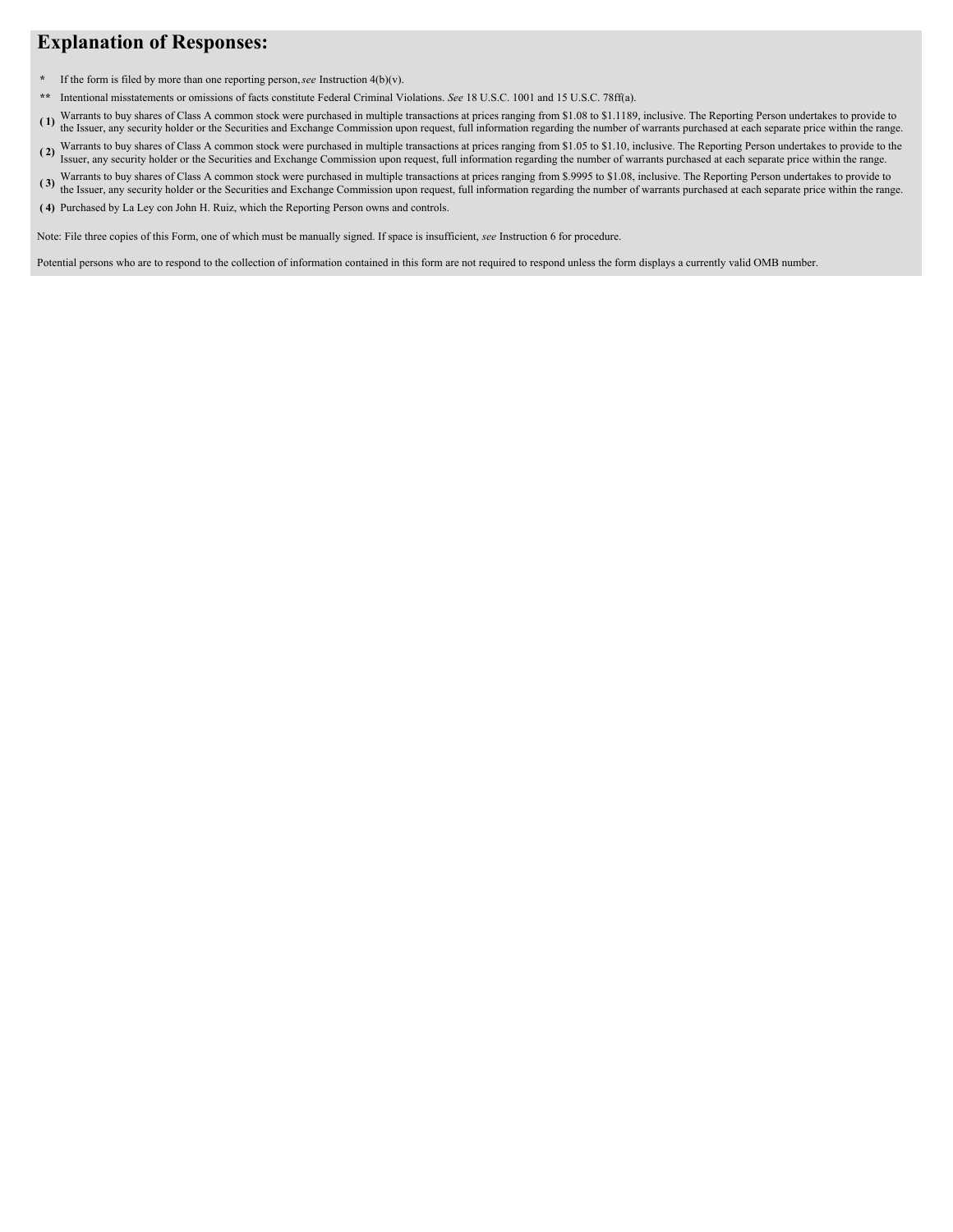## Explanation of Responses:

- \* If the form is filed by more than one reporting person, *see* Instruction 4(b)(v).
- \*\* Intentional misstatements or omissions of facts constitute Federal Criminal Violations. *See* 18 U.S.C. 1001 and 15 U.S.C. 78ff(a).

**( 1)** Warrants to buy shares of Class A common stock were purchased in multiple transactions at prices ranging from $1.08 to $1.1189, inclusive. The Reporting Person undertakes to provide to the Issuer, any security holder or the Securities and Exchange Commission upon request, full information regarding the number of warrants purchased at each separate price within the range.

**( 2)** Warrants to buy shares of Class A common stock were purchased in multiple transactions at prices ranging from $1.05 to $1.10, inclusive. The Reporting Person undertakes to provide to the Issuer, any security holder or the Securities and Exchange Commission upon request, full information regarding the number of warrants purchased at each separate price within the range.

**( 3)** Warrants to buy shares of Class A common stock were purchased in multiple transactions at prices ranging from $.9995 to $1.08, inclusive. The Reporting Person undertakes to provide to the Issuer, any security holder or the Securities and Exchange Commission upon request, full information regarding the number of warrants purchased at each separate price within the range.

**( 4)** Purchased by La Ley con John H. Ruiz, which the Reporting Person owns and controls.

Note: File three copies of this Form, one of which must be manually signed. If space is insufficient, *see* Instruction 6 for procedure.

Potential persons who are to respond to the collection of information contained in this form are not required to respond unless the form displays a currently valid OMB number.